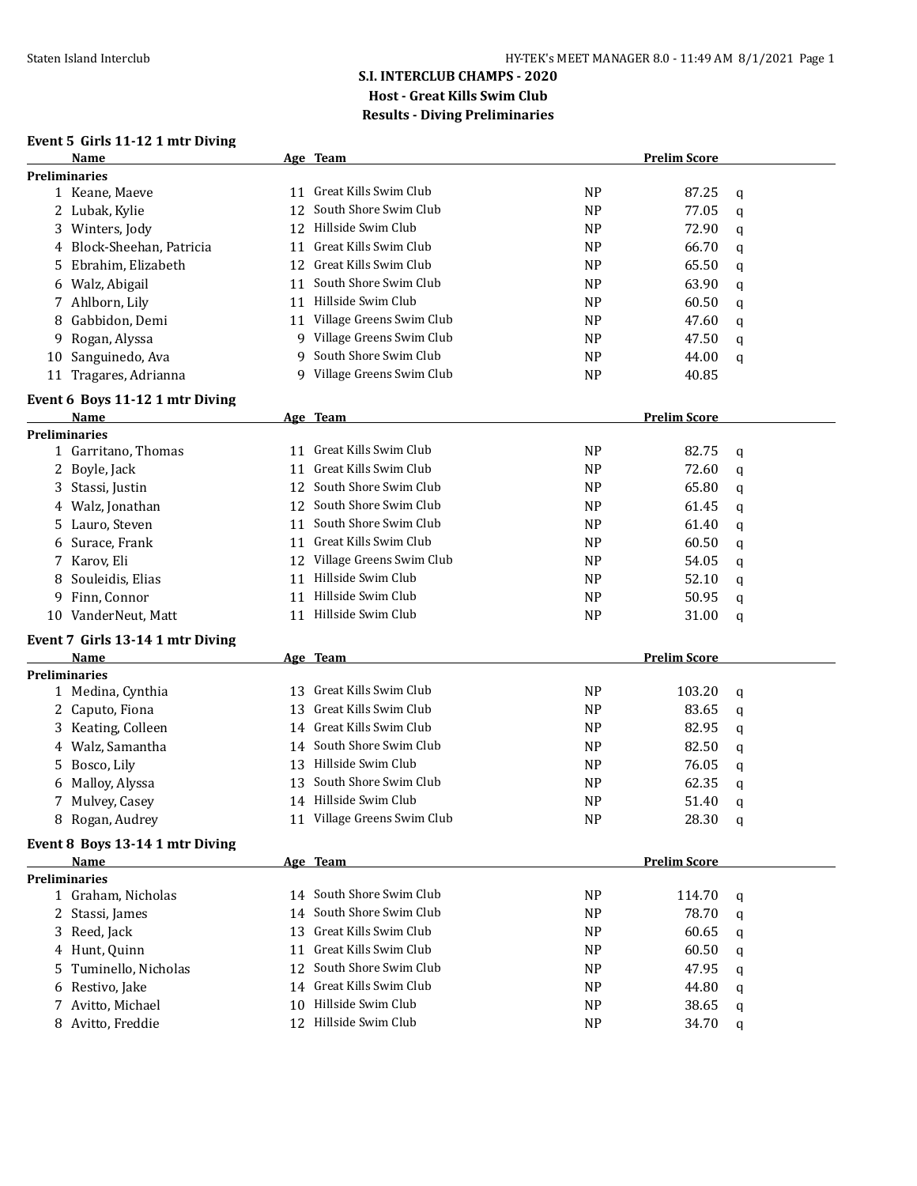**S.I. INTERCLUB CHAMPS - 2020**

**Host - Great Kills Swim Club**

**Results - Diving Preliminaries**

### Event 5 Girls 11-12 1 mtr Diving

| | Name | Age | Team | | Prelim Score | |
|---|---|---|---|---|---|---|
| **Preliminaries** | | | | | | |
| 1 | Keane, Maeve | 11 | Great Kills Swim Club | NP | 87.25 | q |
| 2 | Lubak, Kylie | 12 | South Shore Swim Club | NP | 77.05 | q |
| 3 | Winters, Jody | 12 | Hillside Swim Club | NP | 72.90 | q |
| 4 | Block-Sheehan, Patricia | 11 | Great Kills Swim Club | NP | 66.70 | q |
| 5 | Ebrahim, Elizabeth | 12 | Great Kills Swim Club | NP | 65.50 | q |
| 6 | Walz, Abigail | 11 | South Shore Swim Club | NP | 63.90 | q |
| 7 | Ahlborn, Lily | 11 | Hillside Swim Club | NP | 60.50 | q |
| 8 | Gabbidon, Demi | 11 | Village Greens Swim Club | NP | 47.60 | q |
| 9 | Rogan, Alyssa | 9 | Village Greens Swim Club | NP | 47.50 | q |
| 10 | Sanguinedo, Ava | 9 | South Shore Swim Club | NP | 44.00 | q |
| 11 | Tragares, Adrianna | 9 | Village Greens Swim Club | NP | 40.85 | |

### Event 6 Boys 11-12 1 mtr Diving

| | Name | Age | Team | | Prelim Score | |
|---|---|---|---|---|---|---|
| **Preliminaries** | | | | | | |
| 1 | Garritano, Thomas | 11 | Great Kills Swim Club | NP | 82.75 | q |
| 2 | Boyle, Jack | 11 | Great Kills Swim Club | NP | 72.60 | q |
| 3 | Stassi, Justin | 12 | South Shore Swim Club | NP | 65.80 | q |
| 4 | Walz, Jonathan | 12 | South Shore Swim Club | NP | 61.45 | q |
| 5 | Lauro, Steven | 11 | South Shore Swim Club | NP | 61.40 | q |
| 6 | Surace, Frank | 11 | Great Kills Swim Club | NP | 60.50 | q |
| 7 | Karov, Eli | 12 | Village Greens Swim Club | NP | 54.05 | q |
| 8 | Souleidis, Elias | 11 | Hillside Swim Club | NP | 52.10 | q |
| 9 | Finn, Connor | 11 | Hillside Swim Club | NP | 50.95 | q |
| 10 | VanderNeut, Matt | 11 | Hillside Swim Club | NP | 31.00 | q |

### Event 7 Girls 13-14 1 mtr Diving

| | Name | Age | Team | | Prelim Score | |
|---|---|---|---|---|---|---|
| **Preliminaries** | | | | | | |
| 1 | Medina, Cynthia | 13 | Great Kills Swim Club | NP | 103.20 | q |
| 2 | Caputo, Fiona | 13 | Great Kills Swim Club | NP | 83.65 | q |
| 3 | Keating, Colleen | 14 | Great Kills Swim Club | NP | 82.95 | q |
| 4 | Walz, Samantha | 14 | South Shore Swim Club | NP | 82.50 | q |
| 5 | Bosco, Lily | 13 | Hillside Swim Club | NP | 76.05 | q |
| 6 | Malloy, Alyssa | 13 | South Shore Swim Club | NP | 62.35 | q |
| 7 | Mulvey, Casey | 14 | Hillside Swim Club | NP | 51.40 | q |
| 8 | Rogan, Audrey | 11 | Village Greens Swim Club | NP | 28.30 | q |

### Event 8 Boys 13-14 1 mtr Diving

| | Name | Age | Team | | Prelim Score | |
|---|---|---|---|---|---|---|
| **Preliminaries** | | | | | | |
| 1 | Graham, Nicholas | 14 | South Shore Swim Club | NP | 114.70 | q |
| 2 | Stassi, James | 14 | South Shore Swim Club | NP | 78.70 | q |
| 3 | Reed, Jack | 13 | Great Kills Swim Club | NP | 60.65 | q |
| 4 | Hunt, Quinn | 11 | Great Kills Swim Club | NP | 60.50 | q |
| 5 | Tuminello, Nicholas | 12 | South Shore Swim Club | NP | 47.95 | q |
| 6 | Restivo, Jake | 14 | Great Kills Swim Club | NP | 44.80 | q |
| 7 | Avitto, Michael | 10 | Hillside Swim Club | NP | 38.65 | q |
| 8 | Avitto, Freddie | 12 | Hillside Swim Club | NP | 34.70 | q |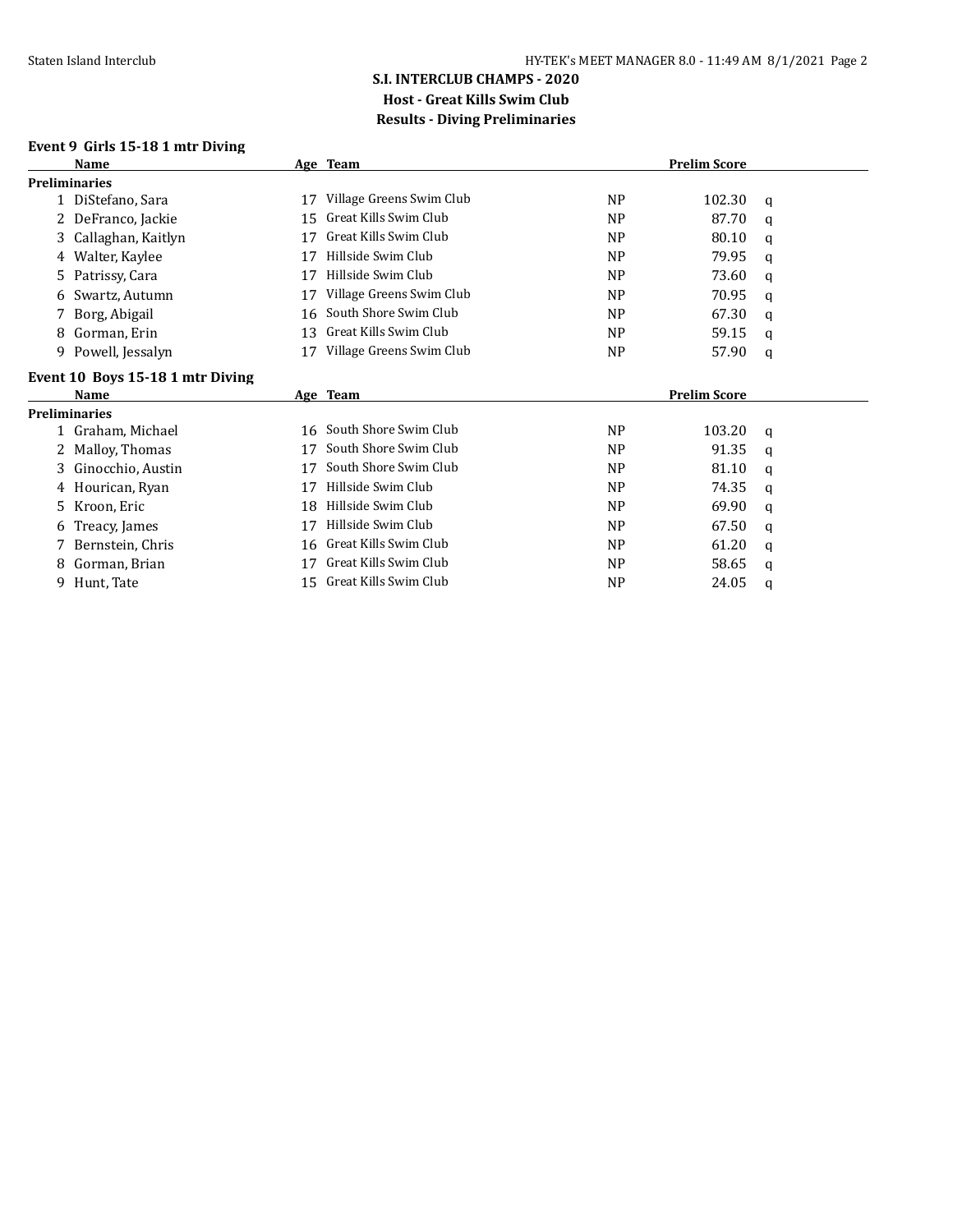**S.I. INTERCLUB CHAMPS - 2020**
**Host - Great Kills Swim Club**
**Results - Diving Preliminaries**

### Event 9 Girls 15-18 1 mtr Diving

| | Name | Age | Team | | Prelim Score | |
|---|---|---|---|---|---|---|
| **Preliminaries** | | | | | | |
| 1 | DiStefano, Sara | 17 | Village Greens Swim Club | NP | 102.30 | q |
| 2 | DeFranco, Jackie | 15 | Great Kills Swim Club | NP | 87.70 | q |
| 3 | Callaghan, Kaitlyn | 17 | Great Kills Swim Club | NP | 80.10 | q |
| 4 | Walter, Kaylee | 17 | Hillside Swim Club | NP | 79.95 | q |
| 5 | Patrissy, Cara | 17 | Hillside Swim Club | NP | 73.60 | q |
| 6 | Swartz, Autumn | 17 | Village Greens Swim Club | NP | 70.95 | q |
| 7 | Borg, Abigail | 16 | South Shore Swim Club | NP | 67.30 | q |
| 8 | Gorman, Erin | 13 | Great Kills Swim Club | NP | 59.15 | q |
| 9 | Powell, Jessalyn | 17 | Village Greens Swim Club | NP | 57.90 | q |

### Event 10 Boys 15-18 1 mtr Diving

| | Name | Age | Team | | Prelim Score | |
|---|---|---|---|---|---|---|
| **Preliminaries** | | | | | | |
| 1 | Graham, Michael | 16 | South Shore Swim Club | NP | 103.20 | q |
| 2 | Malloy, Thomas | 17 | South Shore Swim Club | NP | 91.35 | q |
| 3 | Ginocchio, Austin | 17 | South Shore Swim Club | NP | 81.10 | q |
| 4 | Hourican, Ryan | 17 | Hillside Swim Club | NP | 74.35 | q |
| 5 | Kroon, Eric | 18 | Hillside Swim Club | NP | 69.90 | q |
| 6 | Treacy, James | 17 | Hillside Swim Club | NP | 67.50 | q |
| 7 | Bernstein, Chris | 16 | Great Kills Swim Club | NP | 61.20 | q |
| 8 | Gorman, Brian | 17 | Great Kills Swim Club | NP | 58.65 | q |
| 9 | Hunt, Tate | 15 | Great Kills Swim Club | NP | 24.05 | q |